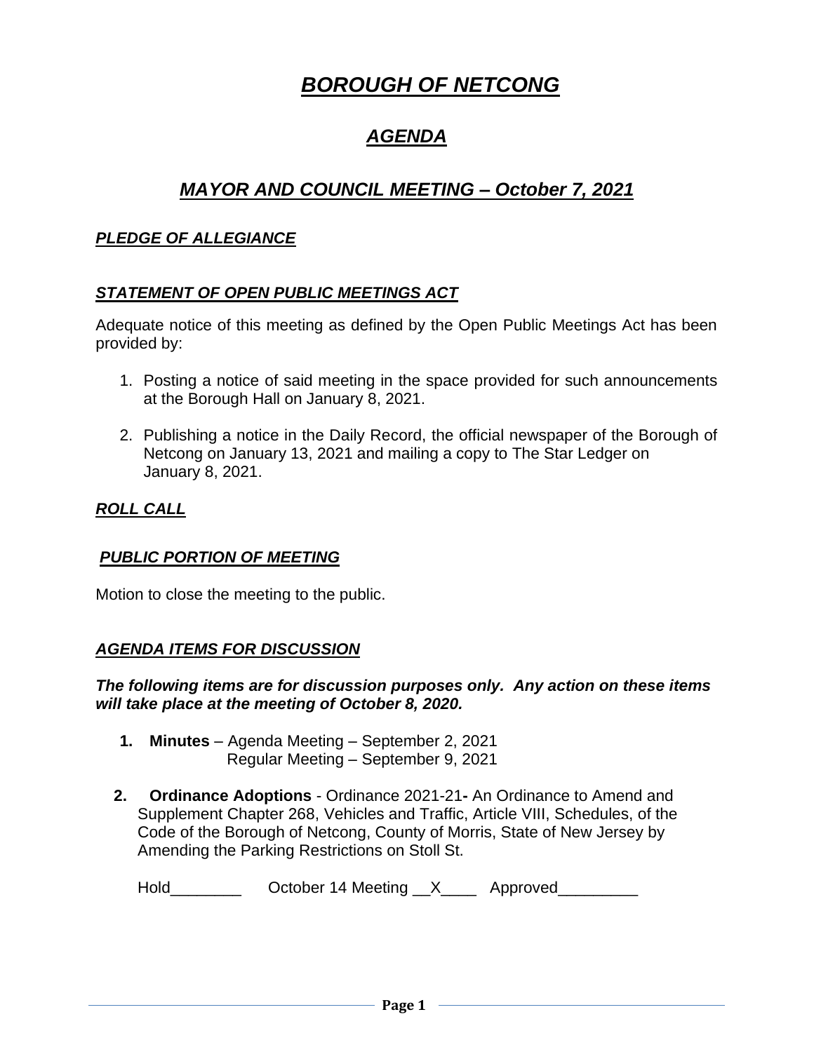# ***BOROUGH OF NETCONG***

## ***AGENDA***

## ***MAYOR AND COUNCIL MEETING – October 7, 2021***

### ***PLEDGE OF ALLEGIANCE***

### ***STATEMENT OF OPEN PUBLIC MEETINGS ACT***

Adequate notice of this meeting as defined by the Open Public Meetings Act has been provided by:

1. Posting a notice of said meeting in the space provided for such announcements at the Borough Hall on January 8, 2021.

2. Publishing a notice in the Daily Record, the official newspaper of the Borough of Netcong on January 13, 2021 and mailing a copy to The Star Ledger on January 8, 2021.

### ***ROLL CALL***

### ***PUBLIC PORTION OF MEETING***

Motion to close the meeting to the public.

### ***AGENDA ITEMS FOR DISCUSSION***

***The following items are for discussion purposes only. Any action on these items will take place at the meeting of October 8, 2020.***

1. **Minutes** – Agenda Meeting – September 2, 2021
   Regular Meeting – September 9, 2021

2. **Ordinance Adoptions** - Ordinance 2021-21**-** An Ordinance to Amend and Supplement Chapter 268, Vehicles and Traffic, Article VIII, Schedules, of the Code of the Borough of Netcong, County of Morris, State of New Jersey by Amending the Parking Restrictions on Stoll St.

   Hold________ October 14 Meeting __X____ Approved_________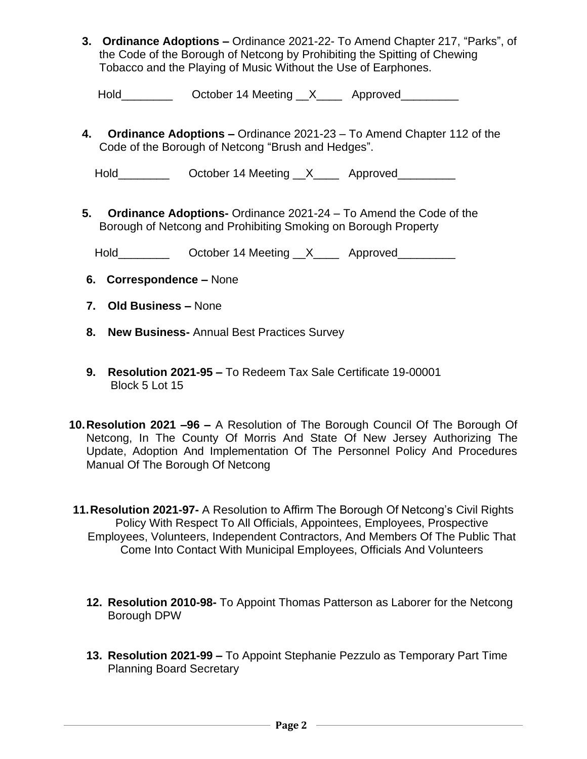3. **Ordinance Adoptions –** Ordinance 2021-22- To Amend Chapter 217, "Parks", of the Code of the Borough of Netcong by Prohibiting the Spitting of Chewing Tobacco and the Playing of Music Without the Use of Earphones.

   Hold________ October 14 Meeting __X____ Approved_________

4. **Ordinance Adoptions –** Ordinance 2021-23 – To Amend Chapter 112 of the Code of the Borough of Netcong "Brush and Hedges".

   Hold________ October 14 Meeting __X____ Approved_________

5. **Ordinance Adoptions-** Ordinance 2021-24 – To Amend the Code of the Borough of Netcong and Prohibiting Smoking on Borough Property

   Hold________ October 14 Meeting __X____ Approved_________

6. **Correspondence –** None

7. **Old Business –** None

8. **New Business-** Annual Best Practices Survey

9. **Resolution 2021-95 –** To Redeem Tax Sale Certificate 19-00001 Block 5 Lot 15

10. **Resolution 2021 –96 –** A Resolution of The Borough Council Of The Borough Of Netcong, In The County Of Morris And State Of New Jersey Authorizing The Update, Adoption And Implementation Of The Personnel Policy And Procedures Manual Of The Borough Of Netcong

11. **Resolution 2021-97-** A Resolution to Affirm The Borough Of Netcong's Civil Rights Policy With Respect To All Officials, Appointees, Employees, Prospective Employees, Volunteers, Independent Contractors, And Members Of The Public That Come Into Contact With Municipal Employees, Officials And Volunteers

12. **Resolution 2010-98-** To Appoint Thomas Patterson as Laborer for the Netcong Borough DPW

13. **Resolution 2021-99 –** To Appoint Stephanie Pezzulo as Temporary Part Time Planning Board Secretary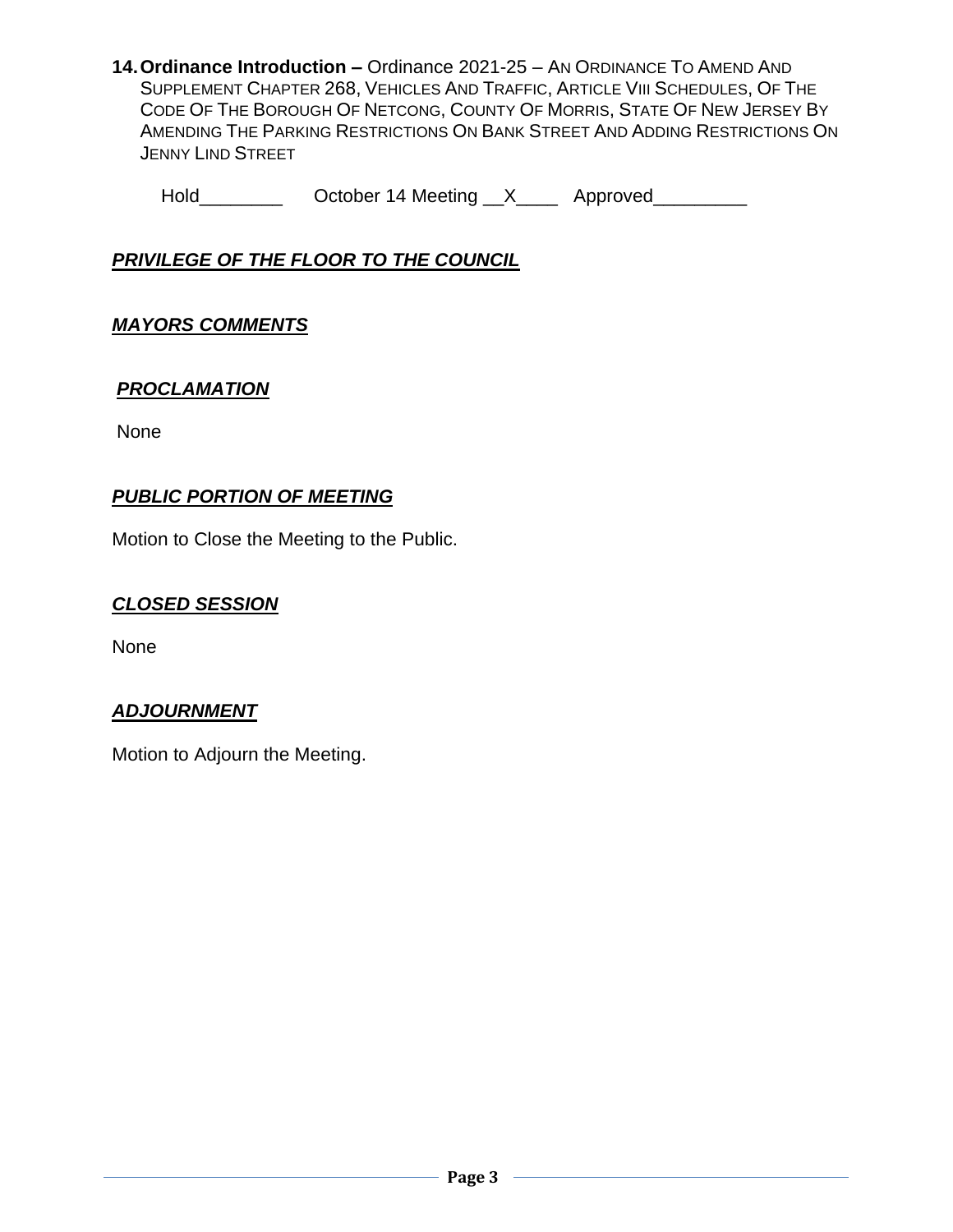**14. Ordinance Introduction –** Ordinance 2021-25 – AN ORDINANCE TO AMEND AND SUPPLEMENT CHAPTER 268, VEHICLES AND TRAFFIC, ARTICLE VIII SCHEDULES, OF THE CODE OF THE BOROUGH OF NETCONG, COUNTY OF MORRIS, STATE OF NEW JERSEY BY AMENDING THE PARKING RESTRICTIONS ON BANK STREET AND ADDING RESTRICTIONS ON JENNY LIND STREET

Hold________ October 14 Meeting __X____ Approved_________

***PRIVILEGE OF THE FLOOR TO THE COUNCIL***

***MAYORS COMMENTS***

***PROCLAMATION***

None

***PUBLIC PORTION OF MEETING***

Motion to Close the Meeting to the Public.

***CLOSED SESSION***

None

***ADJOURNMENT***

Motion to Adjourn the Meeting.